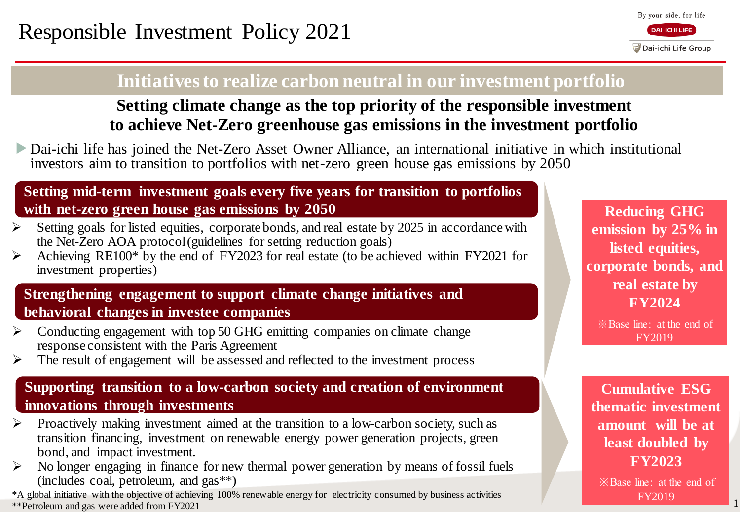# Responsible Investment Policy 2021

## Initiatives to realize carbon neutral in our investment portfolio

**Setting climate change as the top priority of the responsible investment to achieve Net-Zero greenhouse gas emissions in the investment portfolio**

▶ Dai-ichi life has joined the Net-Zero Asset Owner Alliance, an international initiative in which institutional investors aim to transition to portfolios with net-zero green house gas emissions by 2050

### Setting mid-term investment goals every five years for transition to portfolios with net-zero green house gas emissions by 2050

- Setting goals for listed equities, corporate bonds, and real estate by 2025 in accordance with the Net-Zero AOA protocol (guidelines for setting reduction goals)
- Achieving RE100* by the end of FY2023 for real estate (to be achieved within FY2021 for investment properties)

### Strengthening engagement to support climate change initiatives and behavioral changes in investee companies

- Conducting engagement with top 50 GHG emitting companies on climate change response consistent with the Paris Agreement
- The result of engagement will be assessed and reflected to the investment process

**Reducing GHG emission by 25% in listed equities, corporate bonds, and real estate by FY2024**

※Base line: at the end of FY2019

### Supporting transition to a low-carbon society and creation of environment innovations through investments

- Proactively making investment aimed at the transition to a low-carbon society, such as transition financing, investment on renewable energy power generation projects, green bond, and impact investment.
- No longer engaging in finance for new thermal power generation by means of fossil fuels (includes coal, petroleum, and gas**)

**Cumulative ESG thematic investment amount will be at least doubled by FY2023**

※Base line: at the end of FY2019

*A global initiative with the objective of achieving 100% renewable energy for electricity consumed by business activities

**Petroleum and gas were added from FY2021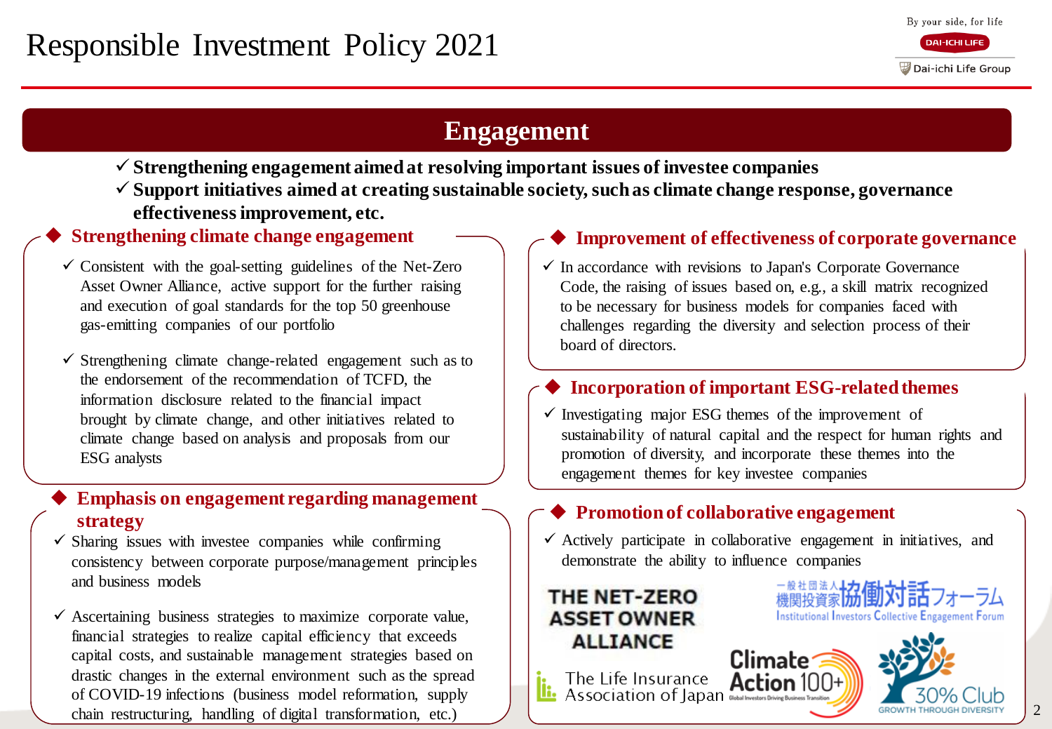# Responsible Investment Policy 2021

## Engagement

- ✓ **Strengthening engagement aimed at resolving important issues of investee companies**
- ✓ **Support initiatives aimed at creating sustainable society, such as climate change response, governance effectiveness improvement, etc.**

### ◆ Strengthening climate change engagement

- ✓ Consistent with the goal-setting guidelines of the Net-Zero Asset Owner Alliance, active support for the further raising and execution of goal standards for the top 50 greenhouse gas-emitting companies of our portfolio
- ✓ Strengthening climate change-related engagement such as to the endorsement of the recommendation of TCFD, the information disclosure related to the financial impact brought by climate change, and other initiatives related to climate change based on analysis and proposals from our ESG analysts

### ◆ Emphasis on engagement regarding management strategy

- ✓ Sharing issues with investee companies while confirming consistency between corporate purpose/management principles and business models
- ✓ Ascertaining business strategies to maximize corporate value, financial strategies to realize capital efficiency that exceeds capital costs, and sustainable management strategies based on drastic changes in the external environment such as the spread of COVID-19 infections (business model reformation, supply chain restructuring, handling of digital transformation, etc.)

### ◆ Improvement of effectiveness of corporate governance

- ✓ In accordance with revisions to Japan's Corporate Governance Code, the raising of issues based on, e.g., a skill matrix recognized to be necessary for business models for companies faced with challenges regarding the diversity and selection process of their board of directors.

### ◆ Incorporation of important ESG-related themes

- ✓ Investigating major ESG themes of the improvement of sustainability of natural capital and the respect for human rights and promotion of diversity, and incorporate these themes into the engagement themes for key investee companies

### ◆ Promotion of collaborative engagement

- ✓ Actively participate in collaborative engagement in initiatives, and demonstrate the ability to influence companies

THE NET-ZERO ASSET OWNER ALLIANCE

一般社団法人 機関投資家協働対話フォーラム Institutional Investors Collective Engagement Forum

The Life Insurance Association of Japan

Climate Action 100+ Global Investors Driving Business Transition

30% Club GROWTH THROUGH DIVERSITY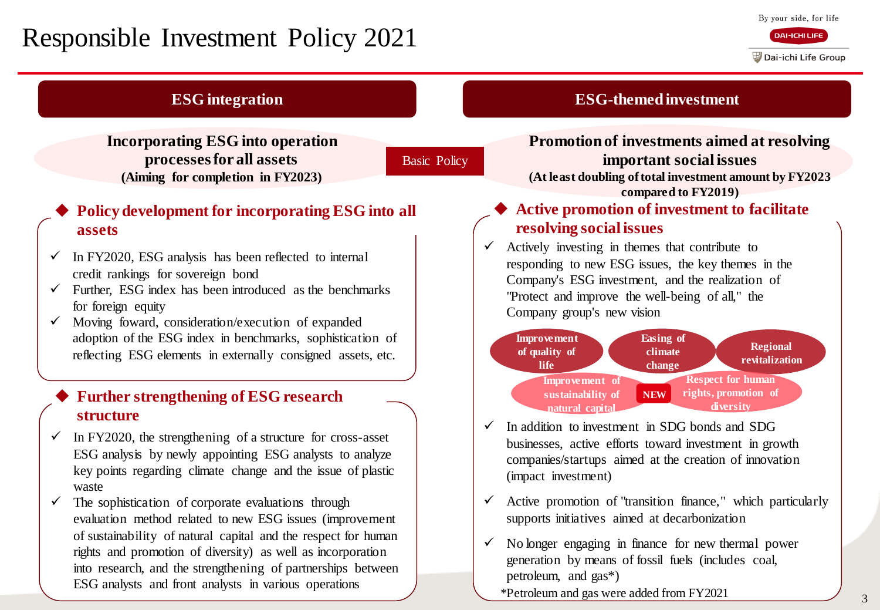# Responsible Investment Policy 2021

Basic Policy

## ESG integration

**Incorporating ESG into operation processes for all assets**
**(Aiming for completion in FY2023)**

### ◆ Policy development for incorporating ESG into all assets

- ✓ In FY2020, ESG analysis has been reflected to internal credit rankings for sovereign bond
- ✓ Further, ESG index has been introduced as the benchmarks for foreign equity
- ✓ Moving foward, consideration/execution of expanded adoption of the ESG index in benchmarks, sophistication of reflecting ESG elements in externally consigned assets, etc.

### ◆ Further strengthening of ESG research structure

- ✓ In FY2020, the strengthening of a structure for cross-asset ESG analysis by newly appointing ESG analysts to analyze key points regarding climate change and the issue of plastic waste
- ✓ The sophistication of corporate evaluations through evaluation method related to new ESG issues (improvement of sustainability of natural capital and the respect for human rights and promotion of diversity) as well as incorporation into research, and the strengthening of partnerships between ESG analysts and front analysts in various operations

## ESG-themed investment

**Promotion of investments aimed at resolving important social issues**
**(At least doubling of total investment amount by FY2023 compared to FY2019)**

### ◆ Active promotion of investment to facilitate resolving social issues

- ✓ Actively investing in themes that contribute to responding to new ESG issues, the key themes in the Company's ESG investment, and the realization of "Protect and improve the well-being of all," the Company group's new vision

Improvement of quality of life
Easing of climate change
Regional revitalization
Improvement of sustainability of natural capital
NEW
Respect for human rights, promotion of diversity

- ✓ In addition to investment in SDG bonds and SDG businesses, active efforts toward investment in growth companies/startups aimed at the creation of innovation (impact investment)
- ✓ Active promotion of "transition finance," which particularly supports initiatives aimed at decarbonization
- ✓ No longer engaging in finance for new thermal power generation by means of fossil fuels (includes coal, petroleum, and gas*)

*Petroleum and gas were added from FY2021